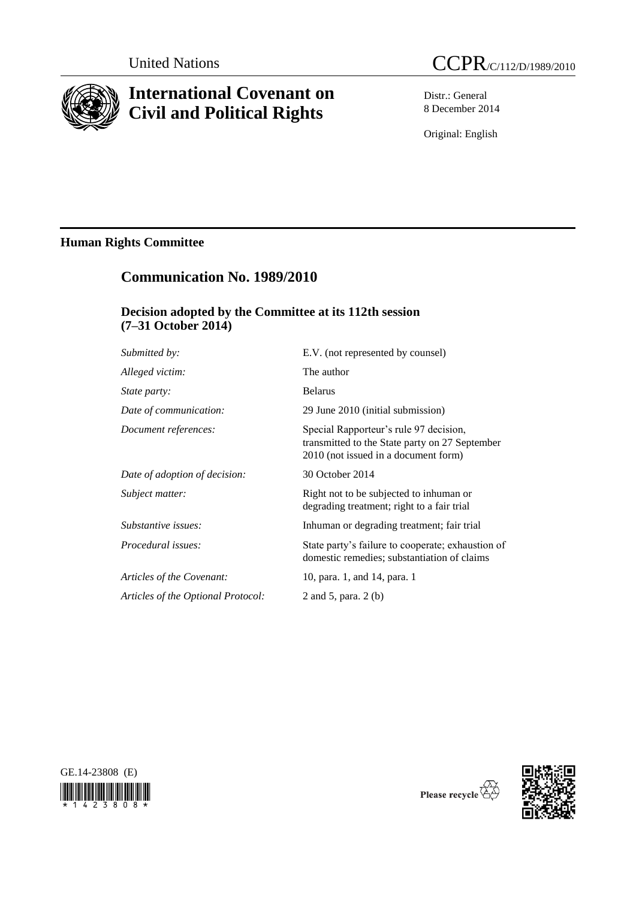United Nations

CCPR/C/112/D/1989/2010

# International Covenant on Civil and Political Rights

Distr.: General
8 December 2014

Original: English

**Human Rights Committee**

## Communication No. 1989/2010

### Decision adopted by the Committee at its 112th session (7–31 October 2014)

| | |
|---|---|
| *Submitted by:* | E.V. (not represented by counsel) |
| *Alleged victim:* | The author |
| *State party:* | Belarus |
| *Date of communication:* | 29 June 2010 (initial submission) |
| *Document references:* | Special Rapporteur's rule 97 decision, transmitted to the State party on 27 September 2010 (not issued in a document form) |
| *Date of adoption of decision:* | 30 October 2014 |
| *Subject matter:* | Right not to be subjected to inhuman or degrading treatment; right to a fair trial |
| *Substantive issues:* | Inhuman or degrading treatment; fair trial |
| *Procedural issues:* | State party's failure to cooperate; exhaustion of domestic remedies; substantiation of claims |
| *Articles of the Covenant:* | 10, para. 1, and 14, para. 1 |
| *Articles of the Optional Protocol:* | 2 and 5, para. 2 (b) |

GE.14-23808 (E)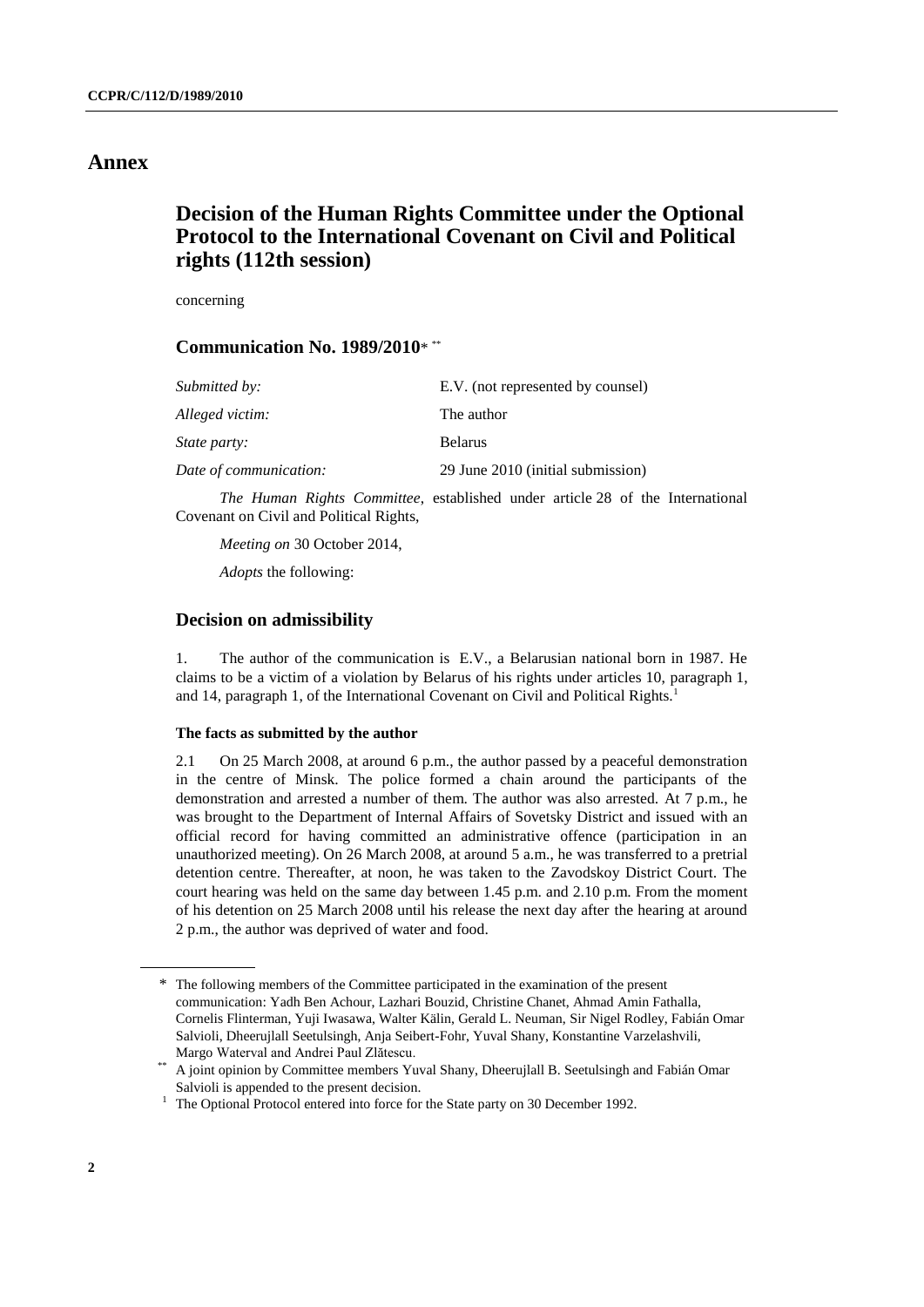# Annex

## Decision of the Human Rights Committee under the Optional Protocol to the International Covenant on Civil and Political rights (112th session)

concerning

### Communication No. 1989/2010* **

| | |
|---|---|
| *Submitted by:* | E.V. (not represented by counsel) |
| *Alleged victim:* | The author |
| *State party:* | Belarus |
| *Date of communication:* | 29 June 2010 (initial submission) |

*The Human Rights Committee*, established under article 28 of the International Covenant on Civil and Political Rights,

*Meeting on* 30 October 2014,

*Adopts* the following:

### Decision on admissibility

1. The author of the communication is E.V., a Belarusian national born in 1987. He claims to be a victim of a violation by Belarus of his rights under articles 10, paragraph 1, and 14, paragraph 1, of the International Covenant on Civil and Political Rights.[1]

#### The facts as submitted by the author

2.1 On 25 March 2008, at around 6 p.m., the author passed by a peaceful demonstration in the centre of Minsk. The police formed a chain around the participants of the demonstration and arrested a number of them. The author was also arrested. At 7 p.m., he was brought to the Department of Internal Affairs of Sovetsky District and issued with an official record for having committed an administrative offence (participation in an unauthorized meeting). On 26 March 2008, at around 5 a.m., he was transferred to a pretrial detention centre. Thereafter, at noon, he was taken to the Zavodskoy District Court. The court hearing was held on the same day between 1.45 p.m. and 2.10 p.m. From the moment of his detention on 25 March 2008 until his release the next day after the hearing at around 2 p.m., the author was deprived of water and food.

---

\* The following members of the Committee participated in the examination of the present communication: Yadh Ben Achour, Lazhari Bouzid, Christine Chanet, Ahmad Amin Fathalla, Cornelis Flinterman, Yuji Iwasawa, Walter Kälin, Gerald L. Neuman, Sir Nigel Rodley, Fabián Omar Salvioli, Dheerujlall Seetulsingh, Anja Seibert-Fohr, Yuval Shany, Konstantine Varzelashvili, Margo Waterval and Andrei Paul Zlătescu.

\*\* A joint opinion by Committee members Yuval Shany, Dheerujlall B. Seetulsingh and Fabián Omar Salvioli is appended to the present decision.

[1] The Optional Protocol entered into force for the State party on 30 December 1992.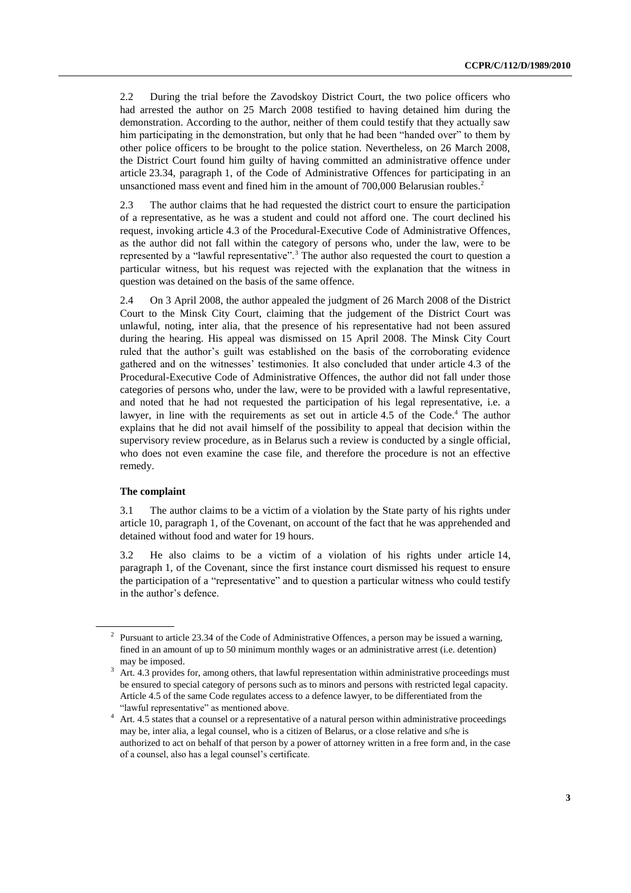2.2 During the trial before the Zavodskoy District Court, the two police officers who had arrested the author on 25 March 2008 testified to having detained him during the demonstration. According to the author, neither of them could testify that they actually saw him participating in the demonstration, but only that he had been "handed over" to them by other police officers to be brought to the police station. Nevertheless, on 26 March 2008, the District Court found him guilty of having committed an administrative offence under article 23.34, paragraph 1, of the Code of Administrative Offences for participating in an unsanctioned mass event and fined him in the amount of 700,000 Belarusian roubles.[2]

2.3 The author claims that he had requested the district court to ensure the participation of a representative, as he was a student and could not afford one. The court declined his request, invoking article 4.3 of the Procedural-Executive Code of Administrative Offences, as the author did not fall within the category of persons who, under the law, were to be represented by a "lawful representative".[3] The author also requested the court to question a particular witness, but his request was rejected with the explanation that the witness in question was detained on the basis of the same offence.

2.4 On 3 April 2008, the author appealed the judgment of 26 March 2008 of the District Court to the Minsk City Court, claiming that the judgement of the District Court was unlawful, noting, inter alia, that the presence of his representative had not been assured during the hearing. His appeal was dismissed on 15 April 2008. The Minsk City Court ruled that the author's guilt was established on the basis of the corroborating evidence gathered and on the witnesses' testimonies. It also concluded that under article 4.3 of the Procedural-Executive Code of Administrative Offences, the author did not fall under those categories of persons who, under the law, were to be provided with a lawful representative, and noted that he had not requested the participation of his legal representative, i.e. a lawyer, in line with the requirements as set out in article 4.5 of the Code.[4] The author explains that he did not avail himself of the possibility to appeal that decision within the supervisory review procedure, as in Belarus such a review is conducted by a single official, who does not even examine the case file, and therefore the procedure is not an effective remedy.

### The complaint

3.1 The author claims to be a victim of a violation by the State party of his rights under article 10, paragraph 1, of the Covenant, on account of the fact that he was apprehended and detained without food and water for 19 hours.

3.2 He also claims to be a victim of a violation of his rights under article 14, paragraph 1, of the Covenant, since the first instance court dismissed his request to ensure the participation of a "representative" and to question a particular witness who could testify in the author's defence.

---

[2] Pursuant to article 23.34 of the Code of Administrative Offences, a person may be issued a warning, fined in an amount of up to 50 minimum monthly wages or an administrative arrest (i.e. detention) may be imposed.

[3] Art. 4.3 provides for, among others, that lawful representation within administrative proceedings must be ensured to special category of persons such as to minors and persons with restricted legal capacity. Article 4.5 of the same Code regulates access to a defence lawyer, to be differentiated from the "lawful representative" as mentioned above.

[4] Art. 4.5 states that a counsel or a representative of a natural person within administrative proceedings may be, inter alia, a legal counsel, who is a citizen of Belarus, or a close relative and s/he is authorized to act on behalf of that person by a power of attorney written in a free form and, in the case of a counsel, also has a legal counsel's certificate.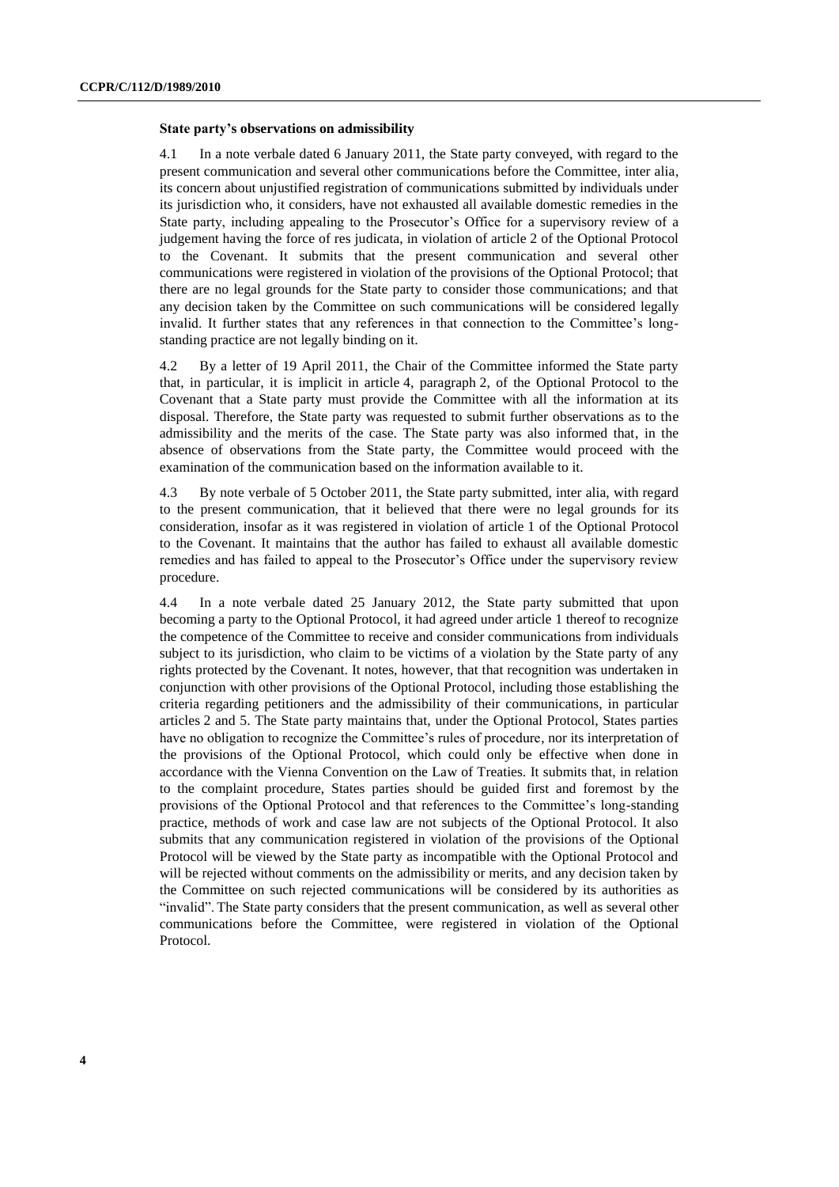### State party's observations on admissibility

4.1 In a note verbale dated 6 January 2011, the State party conveyed, with regard to the present communication and several other communications before the Committee, inter alia, its concern about unjustified registration of communications submitted by individuals under its jurisdiction who, it considers, have not exhausted all available domestic remedies in the State party, including appealing to the Prosecutor's Office for a supervisory review of a judgement having the force of res judicata, in violation of article 2 of the Optional Protocol to the Covenant. It submits that the present communication and several other communications were registered in violation of the provisions of the Optional Protocol; that there are no legal grounds for the State party to consider those communications; and that any decision taken by the Committee on such communications will be considered legally invalid. It further states that any references in that connection to the Committee's long-standing practice are not legally binding on it.

4.2 By a letter of 19 April 2011, the Chair of the Committee informed the State party that, in particular, it is implicit in article 4, paragraph 2, of the Optional Protocol to the Covenant that a State party must provide the Committee with all the information at its disposal. Therefore, the State party was requested to submit further observations as to the admissibility and the merits of the case. The State party was also informed that, in the absence of observations from the State party, the Committee would proceed with the examination of the communication based on the information available to it.

4.3 By note verbale of 5 October 2011, the State party submitted, inter alia, with regard to the present communication, that it believed that there were no legal grounds for its consideration, insofar as it was registered in violation of article 1 of the Optional Protocol to the Covenant. It maintains that the author has failed to exhaust all available domestic remedies and has failed to appeal to the Prosecutor's Office under the supervisory review procedure.

4.4 In a note verbale dated 25 January 2012, the State party submitted that upon becoming a party to the Optional Protocol, it had agreed under article 1 thereof to recognize the competence of the Committee to receive and consider communications from individuals subject to its jurisdiction, who claim to be victims of a violation by the State party of any rights protected by the Covenant. It notes, however, that that recognition was undertaken in conjunction with other provisions of the Optional Protocol, including those establishing the criteria regarding petitioners and the admissibility of their communications, in particular articles 2 and 5. The State party maintains that, under the Optional Protocol, States parties have no obligation to recognize the Committee's rules of procedure, nor its interpretation of the provisions of the Optional Protocol, which could only be effective when done in accordance with the Vienna Convention on the Law of Treaties. It submits that, in relation to the complaint procedure, States parties should be guided first and foremost by the provisions of the Optional Protocol and that references to the Committee's long-standing practice, methods of work and case law are not subjects of the Optional Protocol. It also submits that any communication registered in violation of the provisions of the Optional Protocol will be viewed by the State party as incompatible with the Optional Protocol and will be rejected without comments on the admissibility or merits, and any decision taken by the Committee on such rejected communications will be considered by its authorities as "invalid". The State party considers that the present communication, as well as several other communications before the Committee, were registered in violation of the Optional Protocol.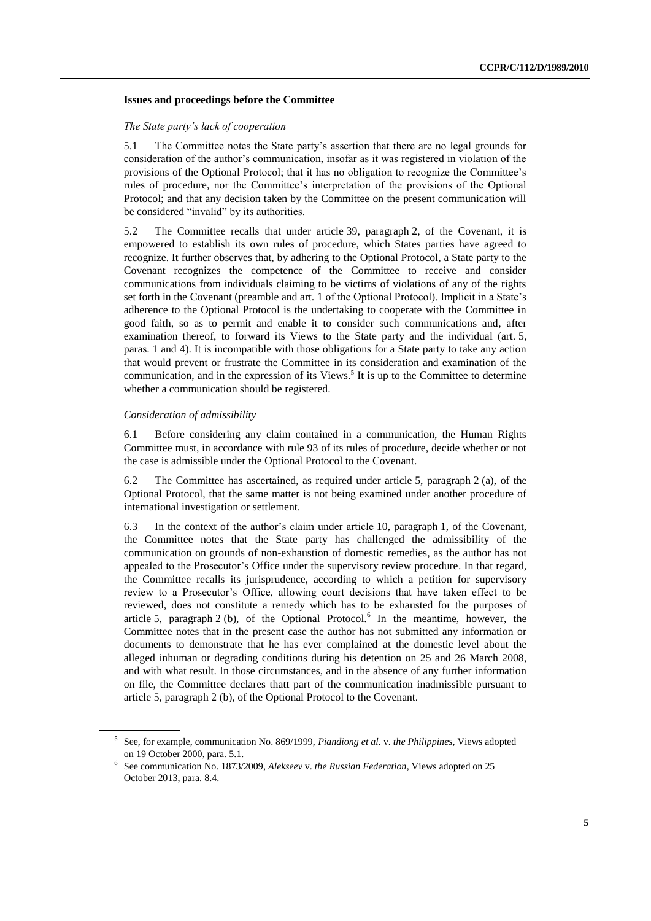### Issues and proceedings before the Committee

*The State party's lack of cooperation*

5.1 The Committee notes the State party's assertion that there are no legal grounds for consideration of the author's communication, insofar as it was registered in violation of the provisions of the Optional Protocol; that it has no obligation to recognize the Committee's rules of procedure, nor the Committee's interpretation of the provisions of the Optional Protocol; and that any decision taken by the Committee on the present communication will be considered "invalid" by its authorities.

5.2 The Committee recalls that under article 39, paragraph 2, of the Covenant, it is empowered to establish its own rules of procedure, which States parties have agreed to recognize. It further observes that, by adhering to the Optional Protocol, a State party to the Covenant recognizes the competence of the Committee to receive and consider communications from individuals claiming to be victims of violations of any of the rights set forth in the Covenant (preamble and art. 1 of the Optional Protocol). Implicit in a State's adherence to the Optional Protocol is the undertaking to cooperate with the Committee in good faith, so as to permit and enable it to consider such communications and, after examination thereof, to forward its Views to the State party and the individual (art. 5, paras. 1 and 4). It is incompatible with those obligations for a State party to take any action that would prevent or frustrate the Committee in its consideration and examination of the communication, and in the expression of its Views.[5] It is up to the Committee to determine whether a communication should be registered.

*Consideration of admissibility*

6.1 Before considering any claim contained in a communication, the Human Rights Committee must, in accordance with rule 93 of its rules of procedure, decide whether or not the case is admissible under the Optional Protocol to the Covenant.

6.2 The Committee has ascertained, as required under article 5, paragraph 2 (a), of the Optional Protocol, that the same matter is not being examined under another procedure of international investigation or settlement.

6.3 In the context of the author's claim under article 10, paragraph 1, of the Covenant, the Committee notes that the State party has challenged the admissibility of the communication on grounds of non-exhaustion of domestic remedies, as the author has not appealed to the Prosecutor's Office under the supervisory review procedure. In that regard, the Committee recalls its jurisprudence, according to which a petition for supervisory review to a Prosecutor's Office, allowing court decisions that have taken effect to be reviewed, does not constitute a remedy which has to be exhausted for the purposes of article 5, paragraph 2 (b), of the Optional Protocol.[6] In the meantime, however, the Committee notes that in the present case the author has not submitted any information or documents to demonstrate that he has ever complained at the domestic level about the alleged inhuman or degrading conditions during his detention on 25 and 26 March 2008, and with what result. In those circumstances, and in the absence of any further information on file, the Committee declares thatt part of the communication inadmissible pursuant to article 5, paragraph 2 (b), of the Optional Protocol to the Covenant.

---

[5] See, for example, communication No. 869/1999, *Piandiong et al.* v. *the Philippines*, Views adopted on 19 October 2000, para. 5.1.

[6] See communication No. 1873/2009, *Alekseev* v. *the Russian Federation*, Views adopted on 25 October 2013, para. 8.4.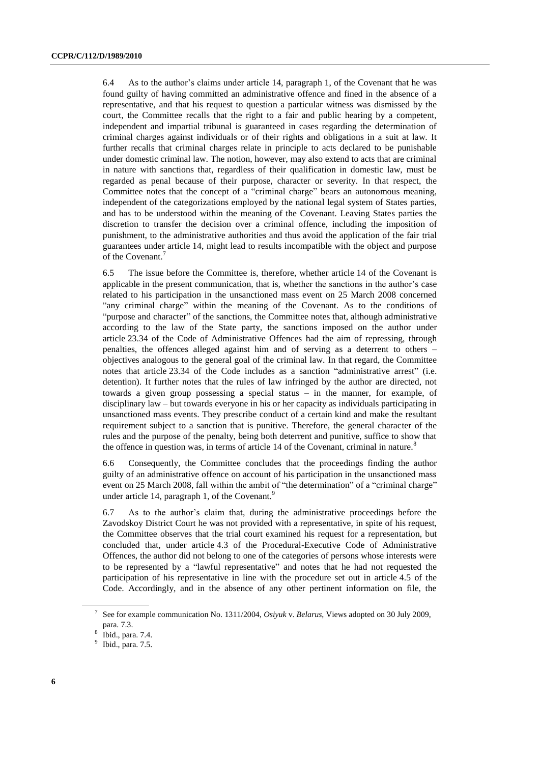6.4 As to the author's claims under article 14, paragraph 1, of the Covenant that he was found guilty of having committed an administrative offence and fined in the absence of a representative, and that his request to question a particular witness was dismissed by the court, the Committee recalls that the right to a fair and public hearing by a competent, independent and impartial tribunal is guaranteed in cases regarding the determination of criminal charges against individuals or of their rights and obligations in a suit at law. It further recalls that criminal charges relate in principle to acts declared to be punishable under domestic criminal law. The notion, however, may also extend to acts that are criminal in nature with sanctions that, regardless of their qualification in domestic law, must be regarded as penal because of their purpose, character or severity. In that respect, the Committee notes that the concept of a "criminal charge" bears an autonomous meaning, independent of the categorizations employed by the national legal system of States parties, and has to be understood within the meaning of the Covenant. Leaving States parties the discretion to transfer the decision over a criminal offence, including the imposition of punishment, to the administrative authorities and thus avoid the application of the fair trial guarantees under article 14, might lead to results incompatible with the object and purpose of the Covenant.[7]

6.5 The issue before the Committee is, therefore, whether article 14 of the Covenant is applicable in the present communication, that is, whether the sanctions in the author's case related to his participation in the unsanctioned mass event on 25 March 2008 concerned "any criminal charge" within the meaning of the Covenant. As to the conditions of "purpose and character" of the sanctions, the Committee notes that, although administrative according to the law of the State party, the sanctions imposed on the author under article 23.34 of the Code of Administrative Offences had the aim of repressing, through penalties, the offences alleged against him and of serving as a deterrent to others – objectives analogous to the general goal of the criminal law. In that regard, the Committee notes that article 23.34 of the Code includes as a sanction "administrative arrest" (i.e. detention). It further notes that the rules of law infringed by the author are directed, not towards a given group possessing a special status – in the manner, for example, of disciplinary law – but towards everyone in his or her capacity as individuals participating in unsanctioned mass events. They prescribe conduct of a certain kind and make the resultant requirement subject to a sanction that is punitive. Therefore, the general character of the rules and the purpose of the penalty, being both deterrent and punitive, suffice to show that the offence in question was, in terms of article 14 of the Covenant, criminal in nature.[8]

6.6 Consequently, the Committee concludes that the proceedings finding the author guilty of an administrative offence on account of his participation in the unsanctioned mass event on 25 March 2008, fall within the ambit of "the determination" of a "criminal charge" under article 14, paragraph 1, of the Covenant.[9]

6.7 As to the author's claim that, during the administrative proceedings before the Zavodskoy District Court he was not provided with a representative, in spite of his request, the Committee observes that the trial court examined his request for a representation, but concluded that, under article 4.3 of the Procedural-Executive Code of Administrative Offences, the author did not belong to one of the categories of persons whose interests were to be represented by a "lawful representative" and notes that he had not requested the participation of his representative in line with the procedure set out in article 4.5 of the Code. Accordingly, and in the absence of any other pertinent information on file, the

---

[7] See for example communication No. 1311/2004, *Osiyuk* v. *Belarus*, Views adopted on 30 July 2009, para. 7.3.

[8] Ibid., para. 7.4.

[9] Ibid., para. 7.5.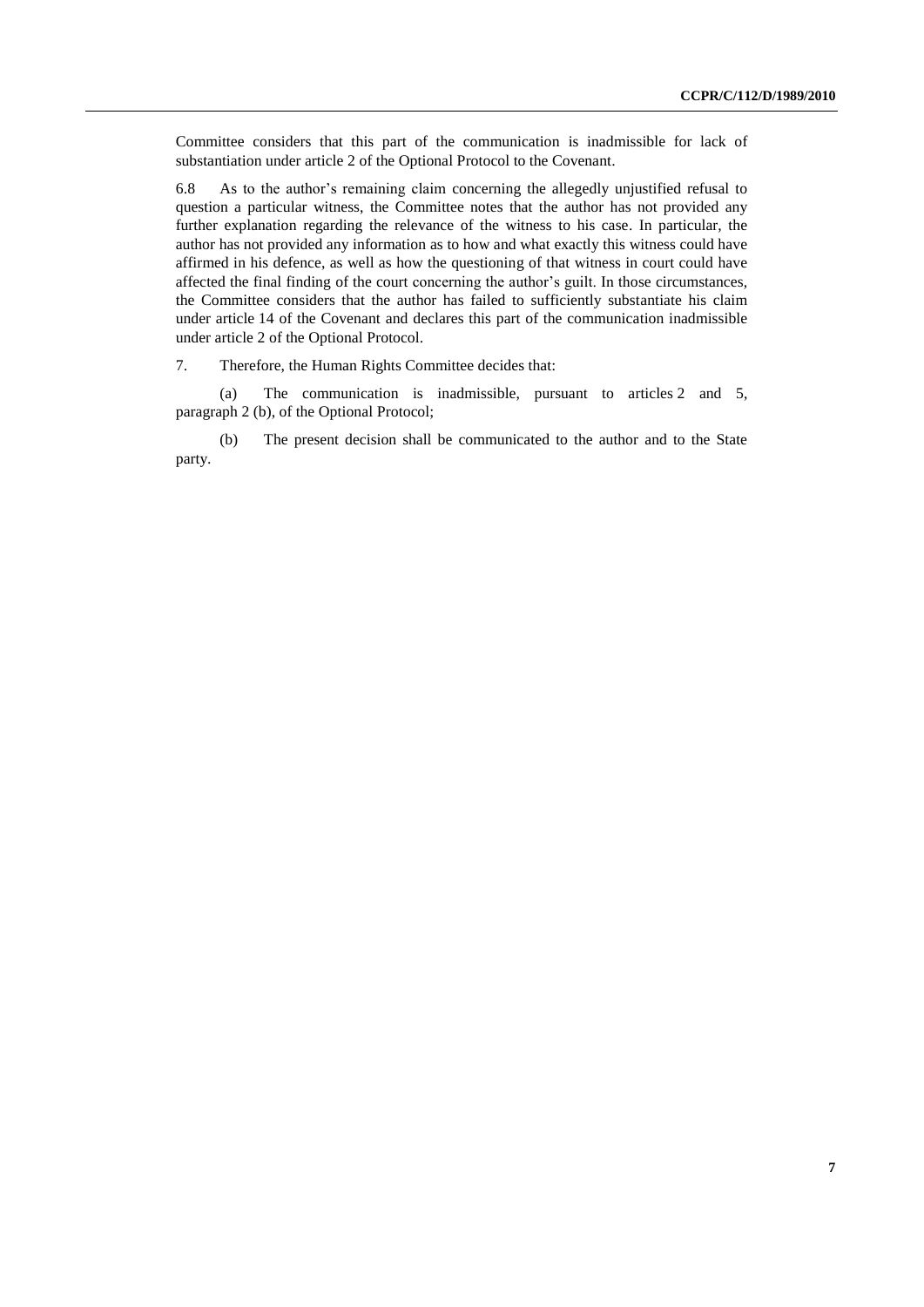Committee considers that this part of the communication is inadmissible for lack of substantiation under article 2 of the Optional Protocol to the Covenant.

6.8 As to the author's remaining claim concerning the allegedly unjustified refusal to question a particular witness, the Committee notes that the author has not provided any further explanation regarding the relevance of the witness to his case. In particular, the author has not provided any information as to how and what exactly this witness could have affirmed in his defence, as well as how the questioning of that witness in court could have affected the final finding of the court concerning the author's guilt. In those circumstances, the Committee considers that the author has failed to sufficiently substantiate his claim under article 14 of the Covenant and declares this part of the communication inadmissible under article 2 of the Optional Protocol.

7. Therefore, the Human Rights Committee decides that:

(a) The communication is inadmissible, pursuant to articles 2 and 5, paragraph 2 (b), of the Optional Protocol;

(b) The present decision shall be communicated to the author and to the State party.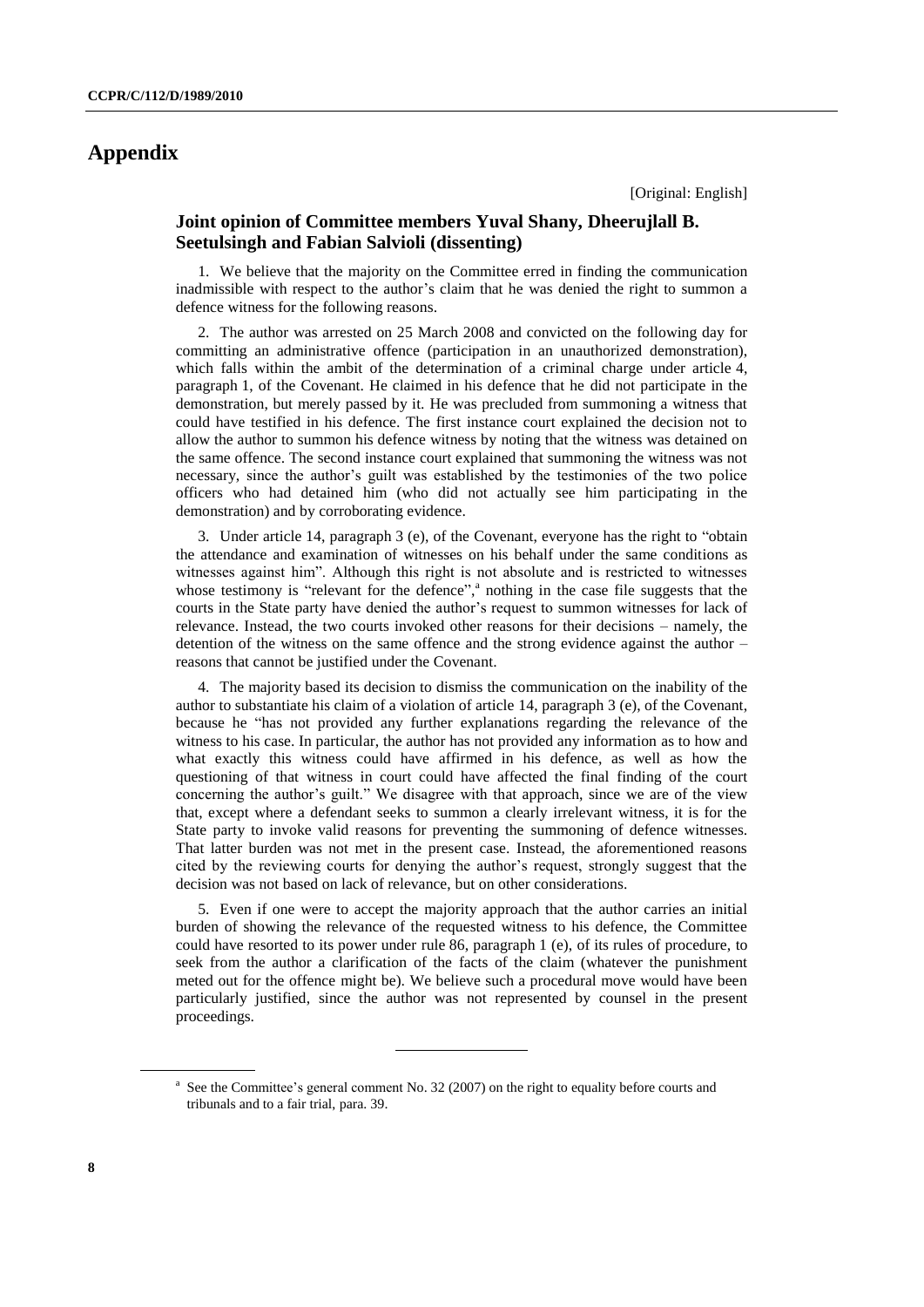# Appendix

[Original: English]

## Joint opinion of Committee members Yuval Shany, Dheerujlall B. Seetulsingh and Fabian Salvioli (dissenting)

1. We believe that the majority on the Committee erred in finding the communication inadmissible with respect to the author's claim that he was denied the right to summon a defence witness for the following reasons.

2. The author was arrested on 25 March 2008 and convicted on the following day for committing an administrative offence (participation in an unauthorized demonstration), which falls within the ambit of the determination of a criminal charge under article 4, paragraph 1, of the Covenant. He claimed in his defence that he did not participate in the demonstration, but merely passed by it. He was precluded from summoning a witness that could have testified in his defence. The first instance court explained the decision not to allow the author to summon his defence witness by noting that the witness was detained on the same offence. The second instance court explained that summoning the witness was not necessary, since the author's guilt was established by the testimonies of the two police officers who had detained him (who did not actually see him participating in the demonstration) and by corroborating evidence.

3. Under article 14, paragraph 3 (e), of the Covenant, everyone has the right to "obtain the attendance and examination of witnesses on his behalf under the same conditions as witnesses against him". Although this right is not absolute and is restricted to witnesses whose testimony is "relevant for the defence",[a] nothing in the case file suggests that the courts in the State party have denied the author's request to summon witnesses for lack of relevance. Instead, the two courts invoked other reasons for their decisions – namely, the detention of the witness on the same offence and the strong evidence against the author – reasons that cannot be justified under the Covenant.

4. The majority based its decision to dismiss the communication on the inability of the author to substantiate his claim of a violation of article 14, paragraph 3 (e), of the Covenant, because he "has not provided any further explanations regarding the relevance of the witness to his case. In particular, the author has not provided any information as to how and what exactly this witness could have affirmed in his defence, as well as how the questioning of that witness in court could have affected the final finding of the court concerning the author's guilt." We disagree with that approach, since we are of the view that, except where a defendant seeks to summon a clearly irrelevant witness, it is for the State party to invoke valid reasons for preventing the summoning of defence witnesses. That latter burden was not met in the present case. Instead, the aforementioned reasons cited by the reviewing courts for denying the author's request, strongly suggest that the decision was not based on lack of relevance, but on other considerations.

5. Even if one were to accept the majority approach that the author carries an initial burden of showing the relevance of the requested witness to his defence, the Committee could have resorted to its power under rule 86, paragraph 1 (e), of its rules of procedure, to seek from the author a clarification of the facts of the claim (whatever the punishment meted out for the offence might be). We believe such a procedural move would have been particularly justified, since the author was not represented by counsel in the present proceedings.

---

[a] See the Committee's general comment No. 32 (2007) on the right to equality before courts and tribunals and to a fair trial, para. 39.